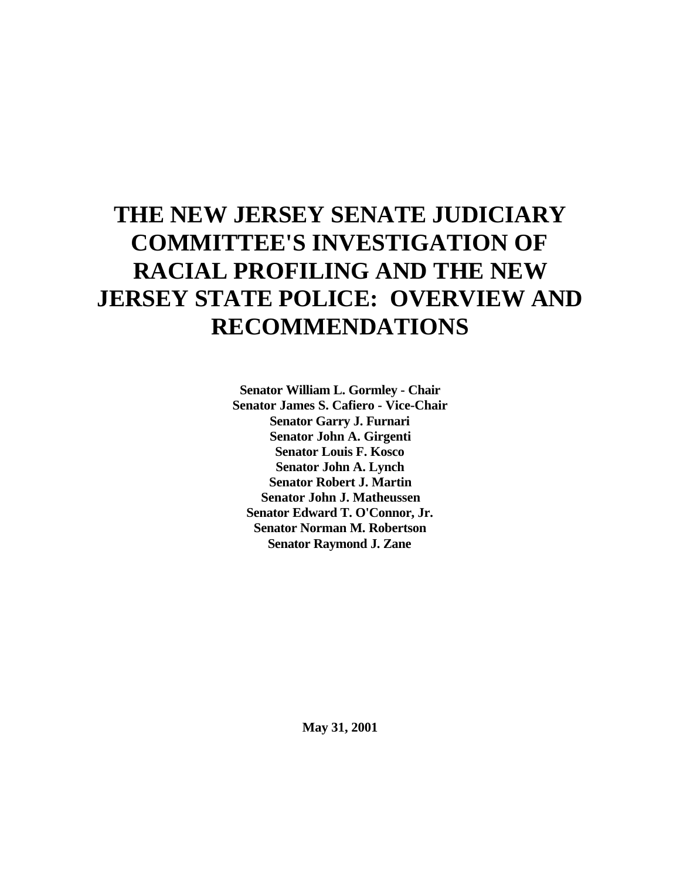# THE NEW JERSEY SENATE JUDICIARY COMMITTEE'S INVESTIGATION OF RACIAL PROFILING AND THE NEW JERSEY STATE POLICE: OVERVIEW AND RECOMMENDATIONS

**Senator William L. Gormley - Chair**
**Senator James S. Cafiero - Vice-Chair**
**Senator Garry J. Furnari**
**Senator John A. Girgenti**
**Senator Louis F. Kosco**
**Senator John A. Lynch**
**Senator Robert J. Martin**
**Senator John J. Matheussen**
**Senator Edward T. O'Connor, Jr.**
**Senator Norman M. Robertson**
**Senator Raymond J. Zane**

**May 31, 2001**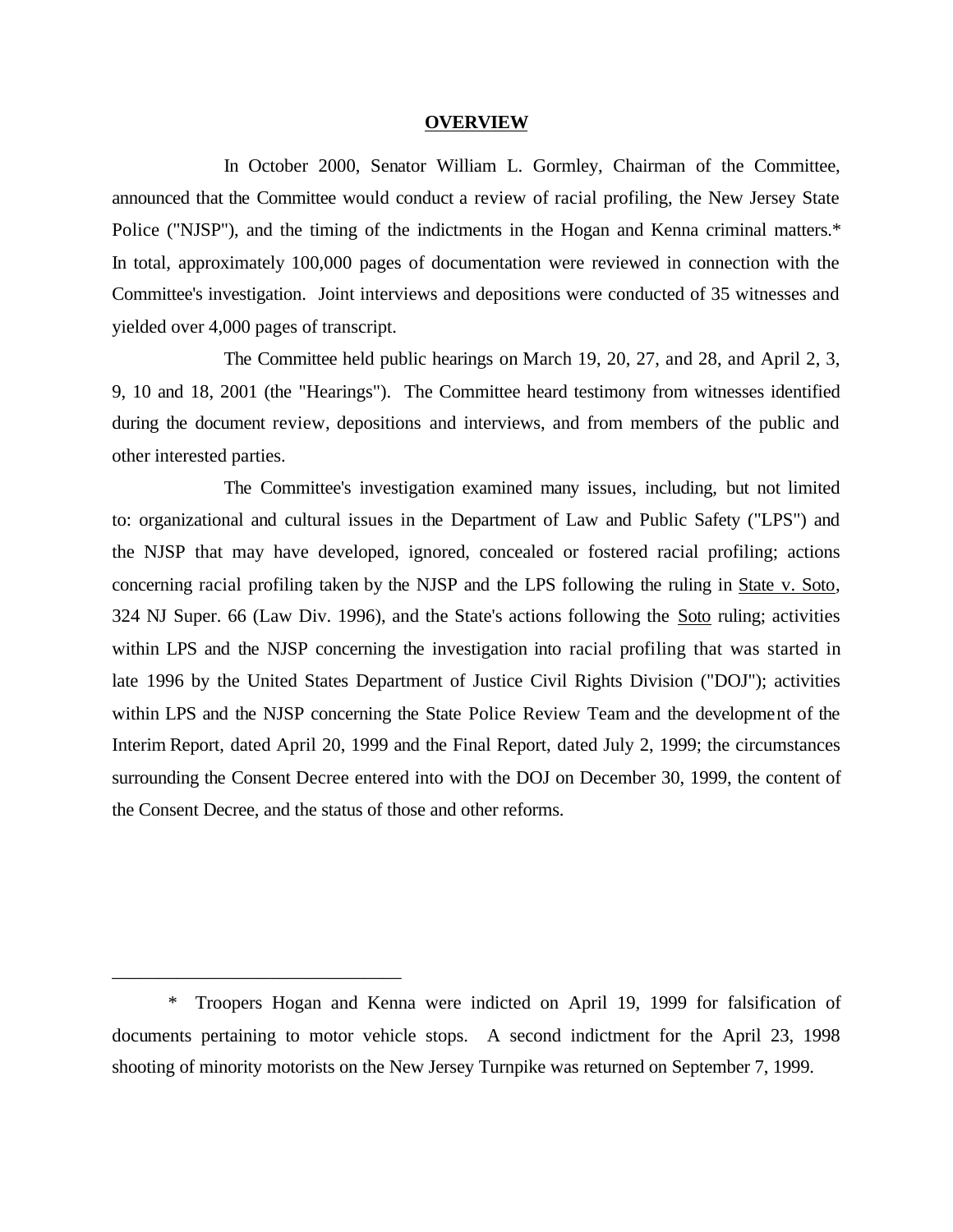# OVERVIEW

In October 2000, Senator William L. Gormley, Chairman of the Committee, announced that the Committee would conduct a review of racial profiling, the New Jersey State Police ("NJSP"), and the timing of the indictments in the Hogan and Kenna criminal matters.* In total, approximately 100,000 pages of documentation were reviewed in connection with the Committee's investigation. Joint interviews and depositions were conducted of 35 witnesses and yielded over 4,000 pages of transcript.

The Committee held public hearings on March 19, 20, 27, and 28, and April 2, 3, 9, 10 and 18, 2001 (the "Hearings"). The Committee heard testimony from witnesses identified during the document review, depositions and interviews, and from members of the public and other interested parties.

The Committee's investigation examined many issues, including, but not limited to: organizational and cultural issues in the Department of Law and Public Safety ("LPS") and the NJSP that may have developed, ignored, concealed or fostered racial profiling; actions concerning racial profiling taken by the NJSP and the LPS following the ruling in State v. Soto, 324 NJ Super. 66 (Law Div. 1996), and the State's actions following the Soto ruling; activities within LPS and the NJSP concerning the investigation into racial profiling that was started in late 1996 by the United States Department of Justice Civil Rights Division ("DOJ"); activities within LPS and the NJSP concerning the State Police Review Team and the development of the Interim Report, dated April 20, 1999 and the Final Report, dated July 2, 1999; the circumstances surrounding the Consent Decree entered into with the DOJ on December 30, 1999, the content of the Consent Decree, and the status of those and other reforms.

---

* Troopers Hogan and Kenna were indicted on April 19, 1999 for falsification of documents pertaining to motor vehicle stops. A second indictment for the April 23, 1998 shooting of minority motorists on the New Jersey Turnpike was returned on September 7, 1999.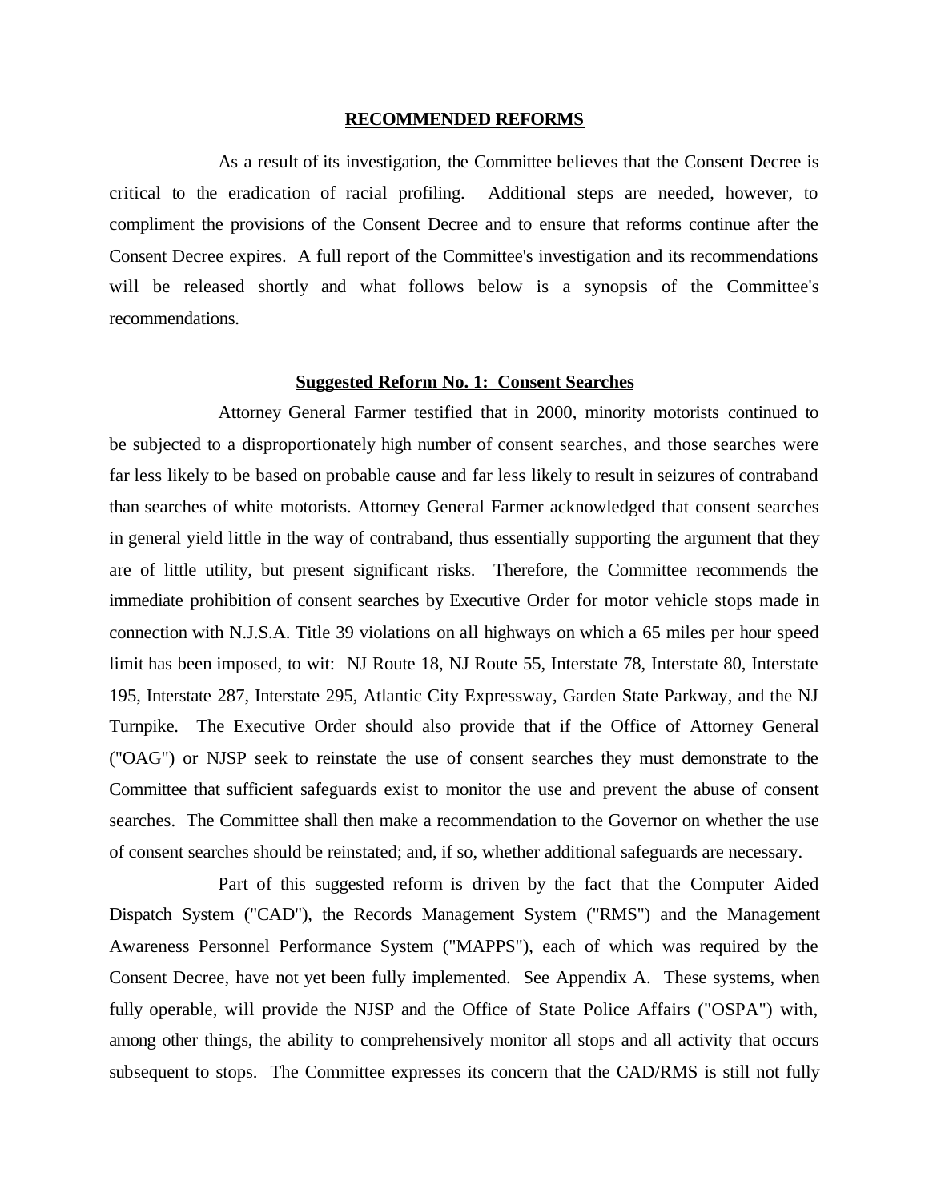**RECOMMENDED REFORMS**

As a result of its investigation, the Committee believes that the Consent Decree is critical to the eradication of racial profiling. Additional steps are needed, however, to compliment the provisions of the Consent Decree and to ensure that reforms continue after the Consent Decree expires. A full report of the Committee's investigation and its recommendations will be released shortly and what follows below is a synopsis of the Committee's recommendations.

**Suggested Reform No. 1: Consent Searches**

Attorney General Farmer testified that in 2000, minority motorists continued to be subjected to a disproportionately high number of consent searches, and those searches were far less likely to be based on probable cause and far less likely to result in seizures of contraband than searches of white motorists. Attorney General Farmer acknowledged that consent searches in general yield little in the way of contraband, thus essentially supporting the argument that they are of little utility, but present significant risks. Therefore, the Committee recommends the immediate prohibition of consent searches by Executive Order for motor vehicle stops made in connection with N.J.S.A. Title 39 violations on all highways on which a 65 miles per hour speed limit has been imposed, to wit: NJ Route 18, NJ Route 55, Interstate 78, Interstate 80, Interstate 195, Interstate 287, Interstate 295, Atlantic City Expressway, Garden State Parkway, and the NJ Turnpike. The Executive Order should also provide that if the Office of Attorney General ("OAG") or NJSP seek to reinstate the use of consent searches they must demonstrate to the Committee that sufficient safeguards exist to monitor the use and prevent the abuse of consent searches. The Committee shall then make a recommendation to the Governor on whether the use of consent searches should be reinstated; and, if so, whether additional safeguards are necessary.

Part of this suggested reform is driven by the fact that the Computer Aided Dispatch System ("CAD"), the Records Management System ("RMS") and the Management Awareness Personnel Performance System ("MAPPS"), each of which was required by the Consent Decree, have not yet been fully implemented. See Appendix A. These systems, when fully operable, will provide the NJSP and the Office of State Police Affairs ("OSPA") with, among other things, the ability to comprehensively monitor all stops and all activity that occurs subsequent to stops. The Committee expresses its concern that the CAD/RMS is still not fully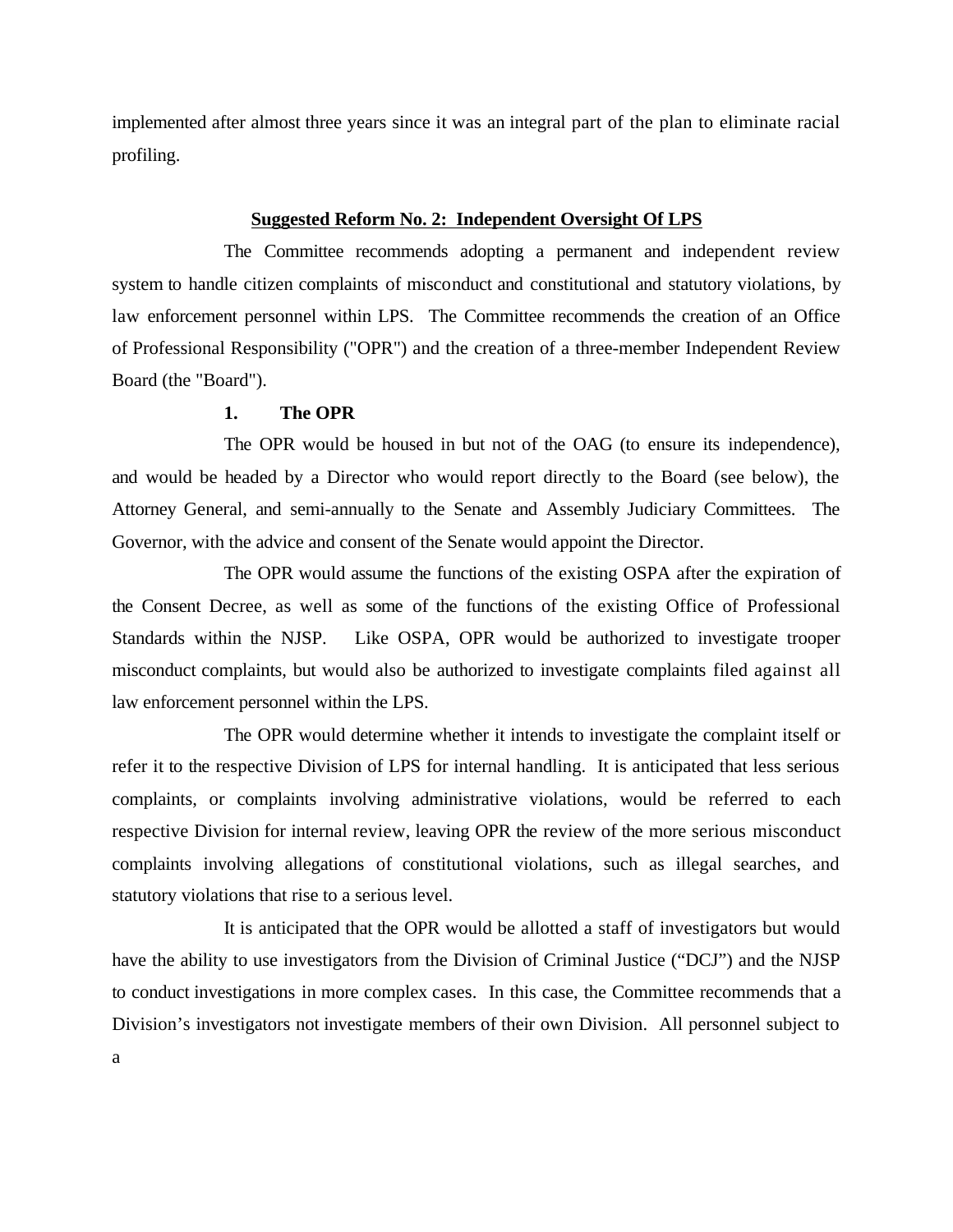implemented after almost three years since it was an integral part of the plan to eliminate racial profiling.

**Suggested Reform No. 2: Independent Oversight Of LPS**

The Committee recommends adopting a permanent and independent review system to handle citizen complaints of misconduct and constitutional and statutory violations, by law enforcement personnel within LPS. The Committee recommends the creation of an Office of Professional Responsibility ("OPR") and the creation of a three-member Independent Review Board (the "Board").

**1. The OPR**

The OPR would be housed in but not of the OAG (to ensure its independence), and would be headed by a Director who would report directly to the Board (see below), the Attorney General, and semi-annually to the Senate and Assembly Judiciary Committees. The Governor, with the advice and consent of the Senate would appoint the Director.

The OPR would assume the functions of the existing OSPA after the expiration of the Consent Decree, as well as some of the functions of the existing Office of Professional Standards within the NJSP. Like OSPA, OPR would be authorized to investigate trooper misconduct complaints, but would also be authorized to investigate complaints filed against all law enforcement personnel within the LPS.

The OPR would determine whether it intends to investigate the complaint itself or refer it to the respective Division of LPS for internal handling. It is anticipated that less serious complaints, or complaints involving administrative violations, would be referred to each respective Division for internal review, leaving OPR the review of the more serious misconduct complaints involving allegations of constitutional violations, such as illegal searches, and statutory violations that rise to a serious level.

It is anticipated that the OPR would be allotted a staff of investigators but would have the ability to use investigators from the Division of Criminal Justice ("DCJ") and the NJSP to conduct investigations in more complex cases. In this case, the Committee recommends that a Division's investigators not investigate members of their own Division. All personnel subject to a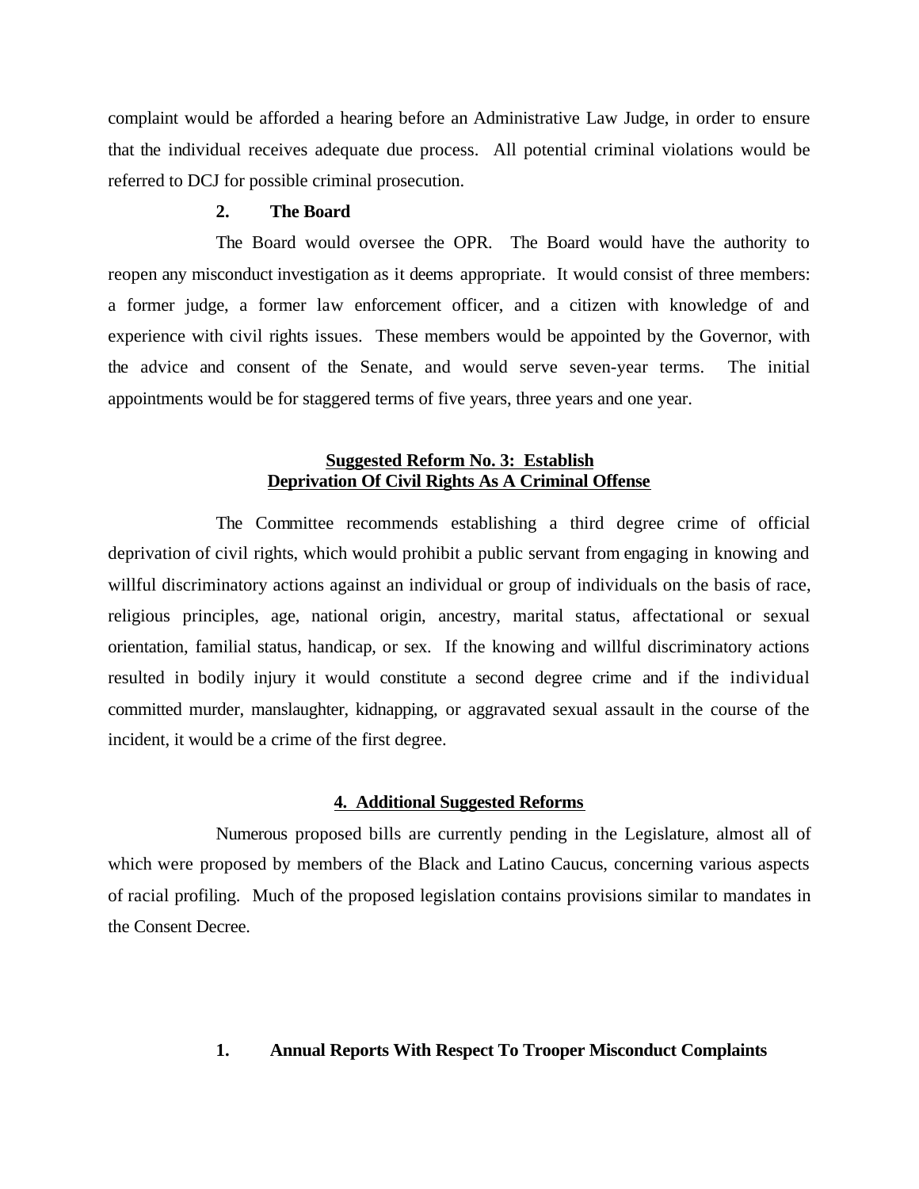complaint would be afforded a hearing before an Administrative Law Judge, in order to ensure that the individual receives adequate due process. All potential criminal violations would be referred to DCJ for possible criminal prosecution.

### 2. The Board

The Board would oversee the OPR. The Board would have the authority to reopen any misconduct investigation as it deems appropriate. It would consist of three members: a former judge, a former law enforcement officer, and a citizen with knowledge of and experience with civil rights issues. These members would be appointed by the Governor, with the advice and consent of the Senate, and would serve seven-year terms. The initial appointments would be for staggered terms of five years, three years and one year.

## Suggested Reform No. 3: Establish Deprivation Of Civil Rights As A Criminal Offense

The Committee recommends establishing a third degree crime of official deprivation of civil rights, which would prohibit a public servant from engaging in knowing and willful discriminatory actions against an individual or group of individuals on the basis of race, religious principles, age, national origin, ancestry, marital status, affectational or sexual orientation, familial status, handicap, or sex. If the knowing and willful discriminatory actions resulted in bodily injury it would constitute a second degree crime and if the individual committed murder, manslaughter, kidnapping, or aggravated sexual assault in the course of the incident, it would be a crime of the first degree.

## 4. Additional Suggested Reforms

Numerous proposed bills are currently pending in the Legislature, almost all of which were proposed by members of the Black and Latino Caucus, concerning various aspects of racial profiling. Much of the proposed legislation contains provisions similar to mandates in the Consent Decree.

### 1. Annual Reports With Respect To Trooper Misconduct Complaints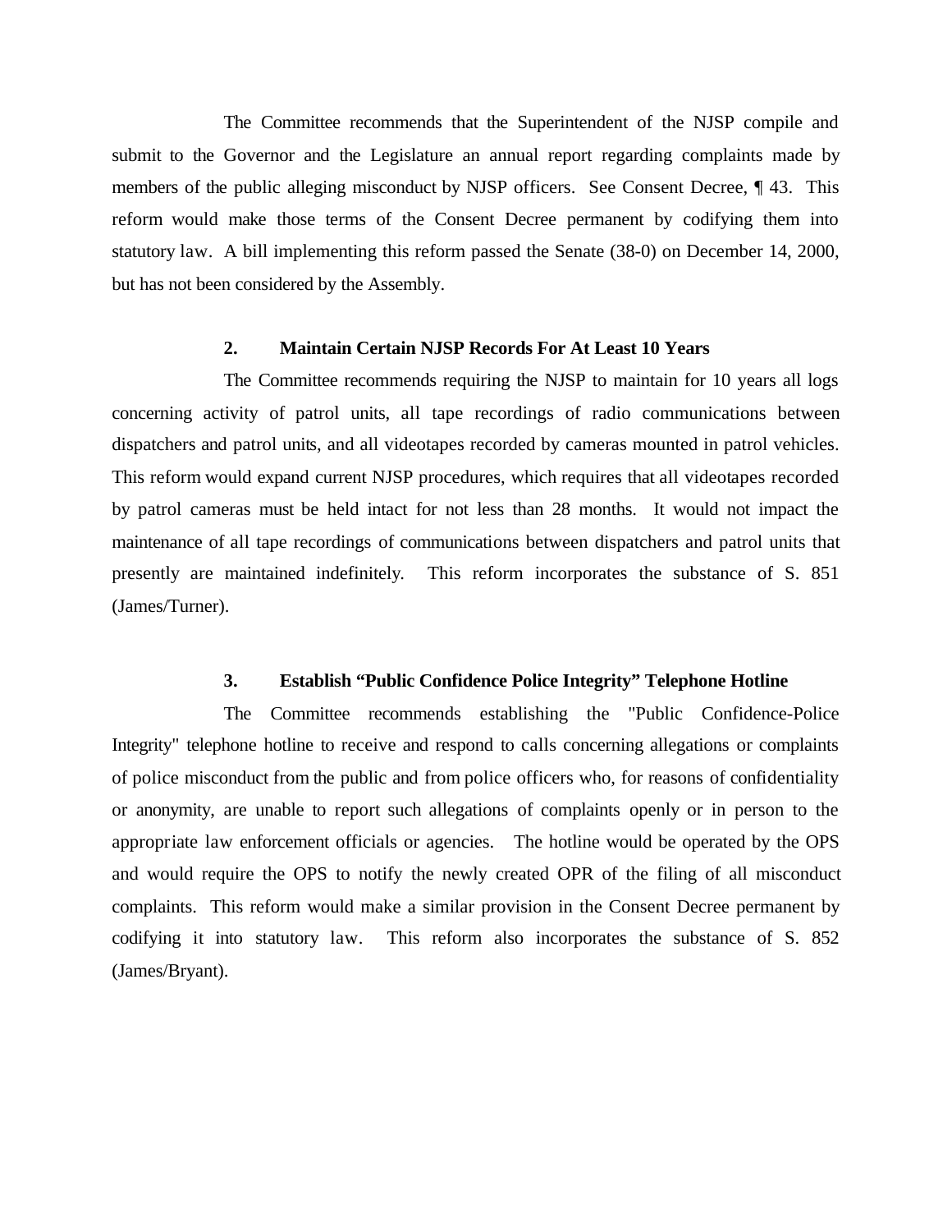The Committee recommends that the Superintendent of the NJSP compile and submit to the Governor and the Legislature an annual report regarding complaints made by members of the public alleging misconduct by NJSP officers. See Consent Decree, ¶ 43. This reform would make those terms of the Consent Decree permanent by codifying them into statutory law. A bill implementing this reform passed the Senate (38-0) on December 14, 2000, but has not been considered by the Assembly.

### 2. Maintain Certain NJSP Records For At Least 10 Years

The Committee recommends requiring the NJSP to maintain for 10 years all logs concerning activity of patrol units, all tape recordings of radio communications between dispatchers and patrol units, and all videotapes recorded by cameras mounted in patrol vehicles. This reform would expand current NJSP procedures, which requires that all videotapes recorded by patrol cameras must be held intact for not less than 28 months. It would not impact the maintenance of all tape recordings of communications between dispatchers and patrol units that presently are maintained indefinitely. This reform incorporates the substance of S. 851 (James/Turner).

### 3. Establish "Public Confidence Police Integrity" Telephone Hotline

The Committee recommends establishing the "Public Confidence-Police Integrity" telephone hotline to receive and respond to calls concerning allegations or complaints of police misconduct from the public and from police officers who, for reasons of confidentiality or anonymity, are unable to report such allegations of complaints openly or in person to the appropriate law enforcement officials or agencies. The hotline would be operated by the OPS and would require the OPS to notify the newly created OPR of the filing of all misconduct complaints. This reform would make a similar provision in the Consent Decree permanent by codifying it into statutory law. This reform also incorporates the substance of S. 852 (James/Bryant).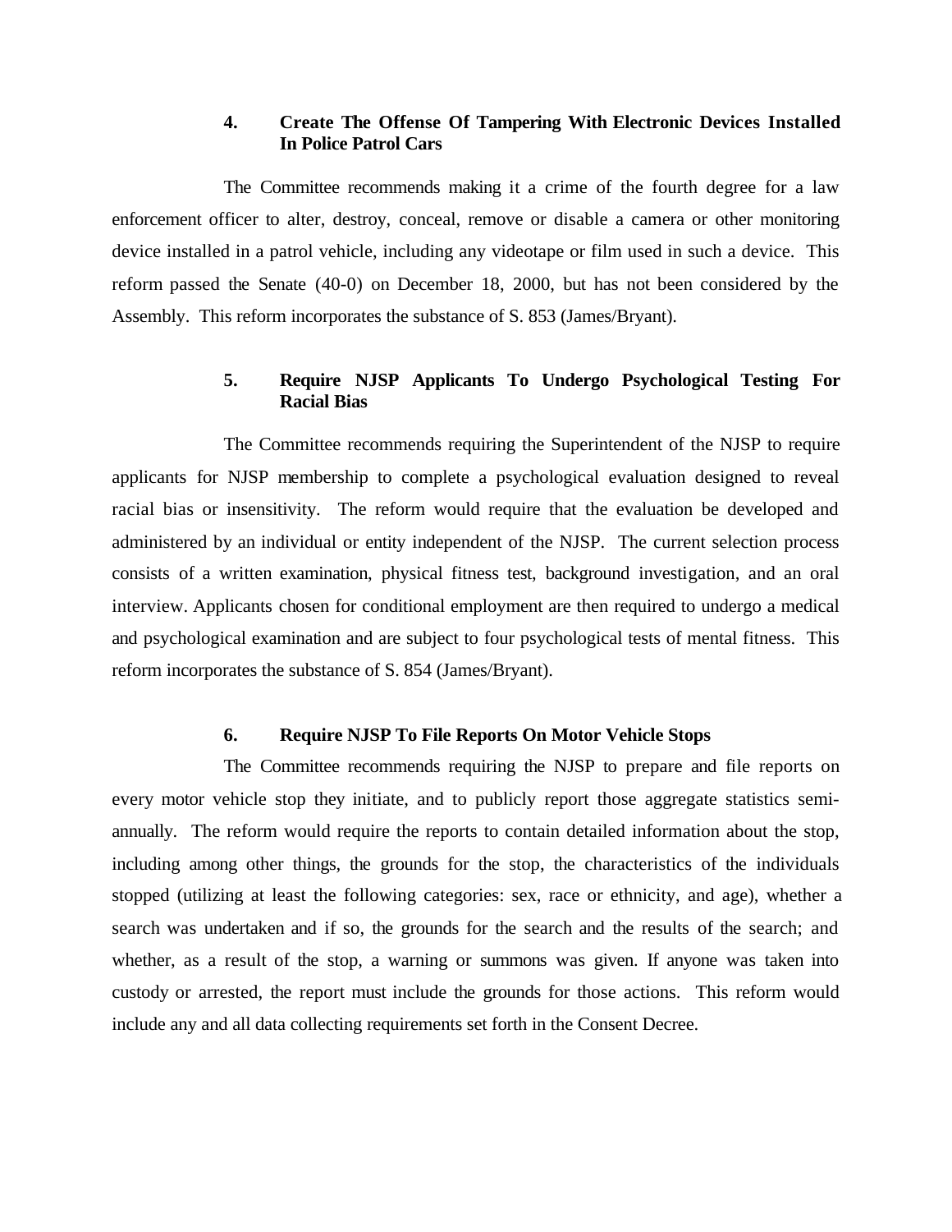### 4. Create The Offense Of Tampering With Electronic Devices Installed In Police Patrol Cars

The Committee recommends making it a crime of the fourth degree for a law enforcement officer to alter, destroy, conceal, remove or disable a camera or other monitoring device installed in a patrol vehicle, including any videotape or film used in such a device. This reform passed the Senate (40-0) on December 18, 2000, but has not been considered by the Assembly. This reform incorporates the substance of S. 853 (James/Bryant).

### 5. Require NJSP Applicants To Undergo Psychological Testing For Racial Bias

The Committee recommends requiring the Superintendent of the NJSP to require applicants for NJSP membership to complete a psychological evaluation designed to reveal racial bias or insensitivity. The reform would require that the evaluation be developed and administered by an individual or entity independent of the NJSP. The current selection process consists of a written examination, physical fitness test, background investigation, and an oral interview. Applicants chosen for conditional employment are then required to undergo a medical and psychological examination and are subject to four psychological tests of mental fitness. This reform incorporates the substance of S. 854 (James/Bryant).

### 6. Require NJSP To File Reports On Motor Vehicle Stops

The Committee recommends requiring the NJSP to prepare and file reports on every motor vehicle stop they initiate, and to publicly report those aggregate statistics semi-annually. The reform would require the reports to contain detailed information about the stop, including among other things, the grounds for the stop, the characteristics of the individuals stopped (utilizing at least the following categories: sex, race or ethnicity, and age), whether a search was undertaken and if so, the grounds for the search and the results of the search; and whether, as a result of the stop, a warning or summons was given. If anyone was taken into custody or arrested, the report must include the grounds for those actions. This reform would include any and all data collecting requirements set forth in the Consent Decree.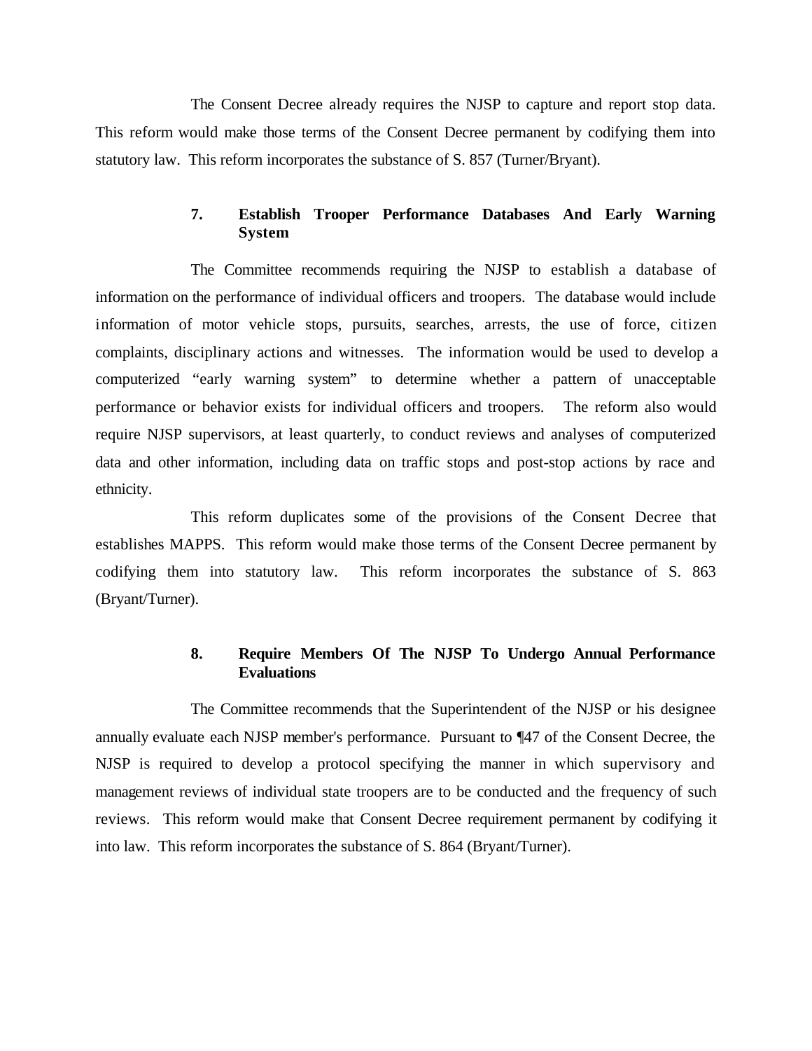The Consent Decree already requires the NJSP to capture and report stop data. This reform would make those terms of the Consent Decree permanent by codifying them into statutory law. This reform incorporates the substance of S. 857 (Turner/Bryant).

### 7. Establish Trooper Performance Databases And Early Warning System

The Committee recommends requiring the NJSP to establish a database of information on the performance of individual officers and troopers. The database would include information of motor vehicle stops, pursuits, searches, arrests, the use of force, citizen complaints, disciplinary actions and witnesses. The information would be used to develop a computerized "early warning system" to determine whether a pattern of unacceptable performance or behavior exists for individual officers and troopers. The reform also would require NJSP supervisors, at least quarterly, to conduct reviews and analyses of computerized data and other information, including data on traffic stops and post-stop actions by race and ethnicity.

This reform duplicates some of the provisions of the Consent Decree that establishes MAPPS. This reform would make those terms of the Consent Decree permanent by codifying them into statutory law. This reform incorporates the substance of S. 863 (Bryant/Turner).

### 8. Require Members Of The NJSP To Undergo Annual Performance Evaluations

The Committee recommends that the Superintendent of the NJSP or his designee annually evaluate each NJSP member's performance. Pursuant to ¶47 of the Consent Decree, the NJSP is required to develop a protocol specifying the manner in which supervisory and management reviews of individual state troopers are to be conducted and the frequency of such reviews. This reform would make that Consent Decree requirement permanent by codifying it into law. This reform incorporates the substance of S. 864 (Bryant/Turner).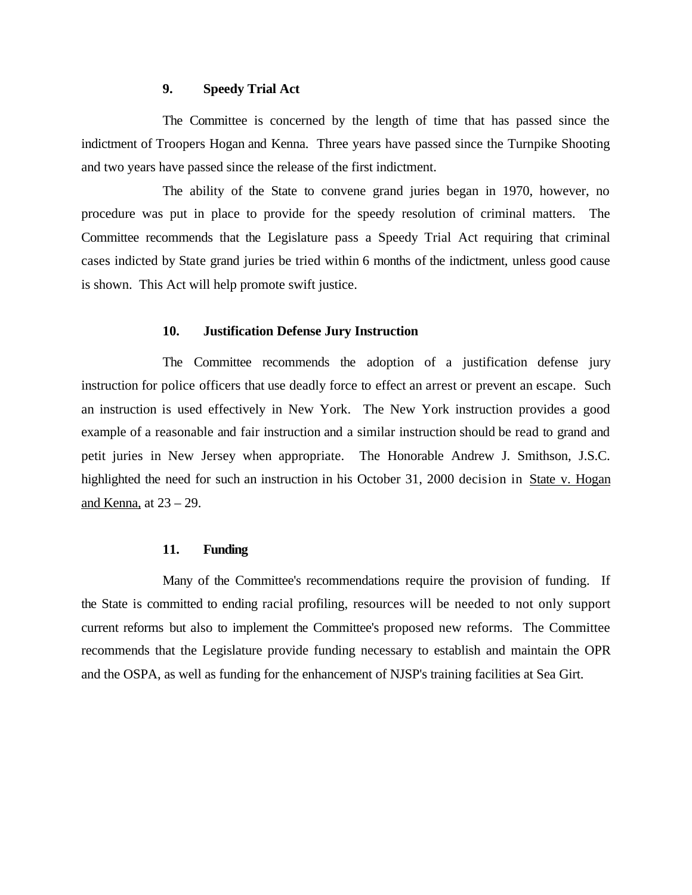### 9. Speedy Trial Act

The Committee is concerned by the length of time that has passed since the indictment of Troopers Hogan and Kenna. Three years have passed since the Turnpike Shooting and two years have passed since the release of the first indictment.

The ability of the State to convene grand juries began in 1970, however, no procedure was put in place to provide for the speedy resolution of criminal matters. The Committee recommends that the Legislature pass a Speedy Trial Act requiring that criminal cases indicted by State grand juries be tried within 6 months of the indictment, unless good cause is shown. This Act will help promote swift justice.

### 10. Justification Defense Jury Instruction

The Committee recommends the adoption of a justification defense jury instruction for police officers that use deadly force to effect an arrest or prevent an escape. Such an instruction is used effectively in New York. The New York instruction provides a good example of a reasonable and fair instruction and a similar instruction should be read to grand and petit juries in New Jersey when appropriate. The Honorable Andrew J. Smithson, J.S.C. highlighted the need for such an instruction in his October 31, 2000 decision in State v. Hogan and Kenna, at 23 – 29.

### 11. Funding

Many of the Committee's recommendations require the provision of funding. If the State is committed to ending racial profiling, resources will be needed to not only support current reforms but also to implement the Committee's proposed new reforms. The Committee recommends that the Legislature provide funding necessary to establish and maintain the OPR and the OSPA, as well as funding for the enhancement of NJSP's training facilities at Sea Girt.